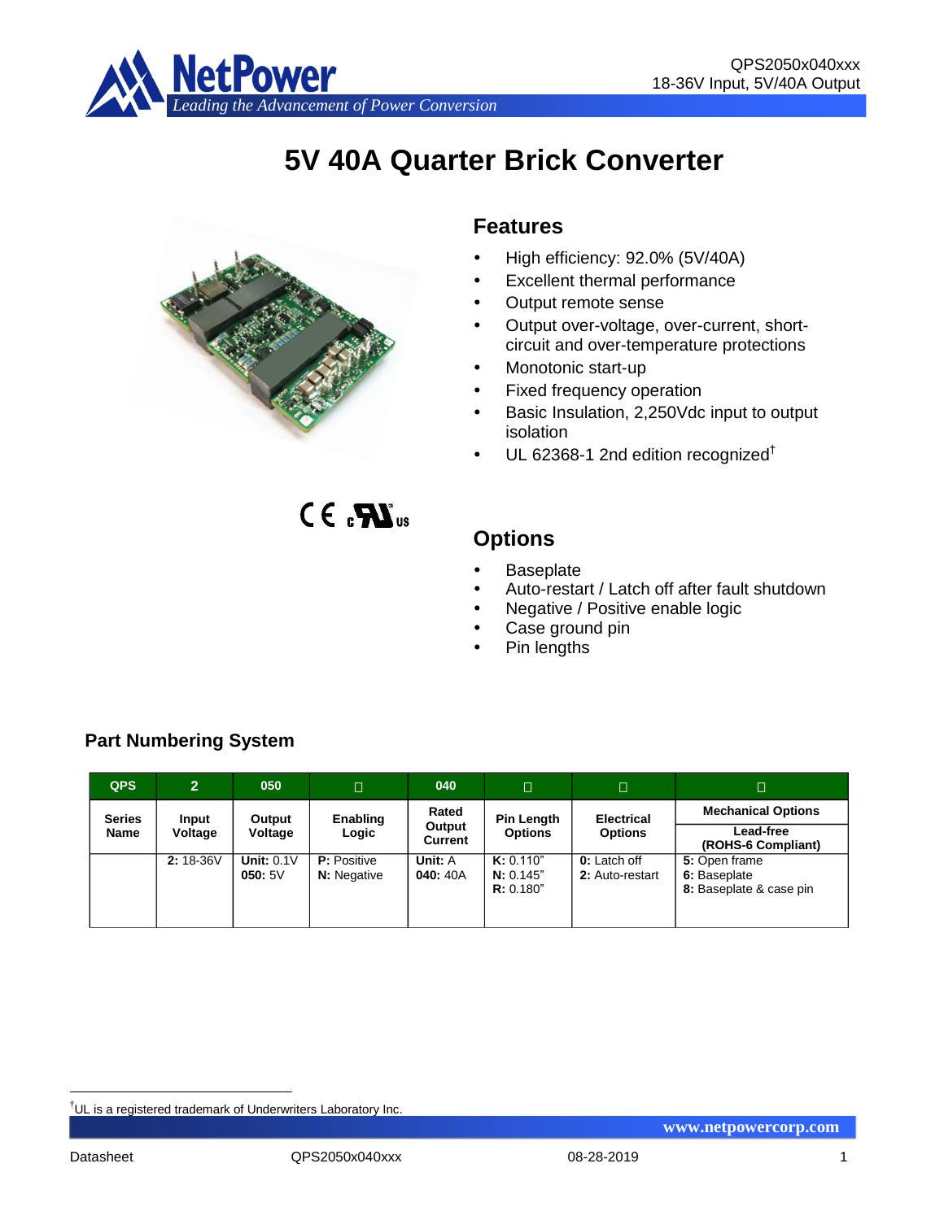# 5V 40A Quarter Brick Converter

## Features

- High efficiency: 92.0% (5V/40A)
- Excellent thermal performance
- Output remote sense
- Output over-voltage, over-current, short-circuit and over-temperature protections
- Monotonic start-up
- Fixed frequency operation
- Basic Insulation, 2,250Vdc input to output isolation
- UL 62368-1 2nd edition recognized†

## Options

- Baseplate
- Auto-restart / Latch off after fault shutdown
- Negative / Positive enable logic
- Case ground pin
- Pin lengths

## Part Numbering System

| QPS | 2 | 050 | □ | 040 | □ | □ | □ |
|---|---|---|---|---|---|---|---|
| **Series Name** | **Input Voltage** | **Output Voltage** | **Enabling Logic** | **Rated Output Current** | **Pin Length Options** | **Electrical Options** | **Mechanical Options** / **Lead-free (ROHS-6 Compliant)** |
| | **2:** 18-36V | **Unit:** 0.1V<br>**050:** 5V | **P:** Positive<br>**N:** Negative | **Unit:** A<br>**040:** 40A | **K:** 0.110"<br>**N:** 0.145"<br>**R:** 0.180" | **0:** Latch off<br>**2:** Auto-restart | **5:** Open frame<br>**6:** Baseplate<br>**8:** Baseplate & case pin |

†UL is a registered trademark of Underwriters Laboratory Inc.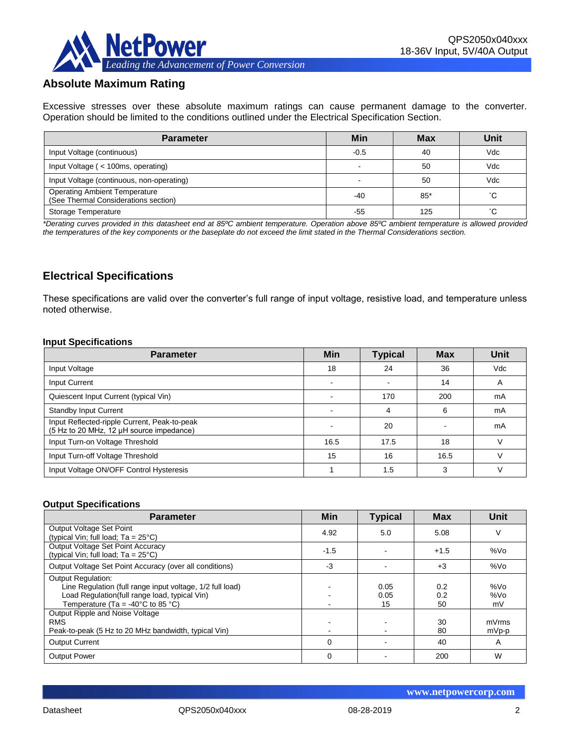## Absolute Maximum Rating

Excessive stresses over these absolute maximum ratings can cause permanent damage to the converter. Operation should be limited to the conditions outlined under the Electrical Specification Section.

| Parameter | Min | Max | Unit |
|---|---|---|---|
| Input Voltage (continuous) | -0.5 | 40 | Vdc |
| Input Voltage ( < 100ms, operating) | - | 50 | Vdc |
| Input Voltage (continuous, non-operating) | - | 50 | Vdc |
| Operating Ambient Temperature (See Thermal Considerations section) | -40 | 85* | ˚C |
| Storage Temperature | -55 | 125 | ˚C |

*\*Derating curves provided in this datasheet end at 85ºC ambient temperature. Operation above 85ºC ambient temperature is allowed provided the temperatures of the key components or the baseplate do not exceed the limit stated in the Thermal Considerations section.*

## Electrical Specifications

These specifications are valid over the converter's full range of input voltage, resistive load, and temperature unless noted otherwise.

### Input Specifications

| Parameter | Min | Typical | Max | Unit |
|---|---|---|---|---|
| Input Voltage | 18 | 24 | 36 | Vdc |
| Input Current | - | - | 14 | A |
| Quiescent Input Current (typical Vin) | - | 170 | 200 | mA |
| Standby Input Current | - | 4 | 6 | mA |
| Input Reflected-ripple Current, Peak-to-peak (5 Hz to 20 MHz, 12 µH source impedance) | - | 20 | - | mA |
| Input Turn-on Voltage Threshold | 16.5 | 17.5 | 18 | V |
| Input Turn-off Voltage Threshold | 15 | 16 | 16.5 | V |
| Input Voltage ON/OFF Control Hysteresis | 1 | 1.5 | 3 | V |

### Output Specifications

| Parameter | Min | Typical | Max | Unit |
|---|---|---|---|---|
| Output Voltage Set Point (typical Vin; full load; Ta = 25°C) | 4.92 | 5.0 | 5.08 | V |
| Output Voltage Set Point Accuracy (typical Vin; full load; Ta = 25°C) | -1.5 | - | +1.5 | %Vo |
| Output Voltage Set Point Accuracy (over all conditions) | -3 | - | +3 | %Vo |
| Output Regulation: | | | | |
| Line Regulation (full range input voltage, 1/2 full load) | - | 0.05 | 0.2 | %Vo |
| Load Regulation(full range load, typical Vin) | - | 0.05 | 0.2 | %Vo |
| Temperature (Ta = -40°C to 85 °C) | - | 15 | 50 | mV |
| Output Ripple and Noise Voltage | | | | |
| RMS | - | - | 30 | mVrms |
| Peak-to-peak (5 Hz to 20 MHz bandwidth, typical Vin) | - | - | 80 | mVp-p |
| Output Current | 0 | - | 40 | A |
| Output Power | 0 | - | 200 | W |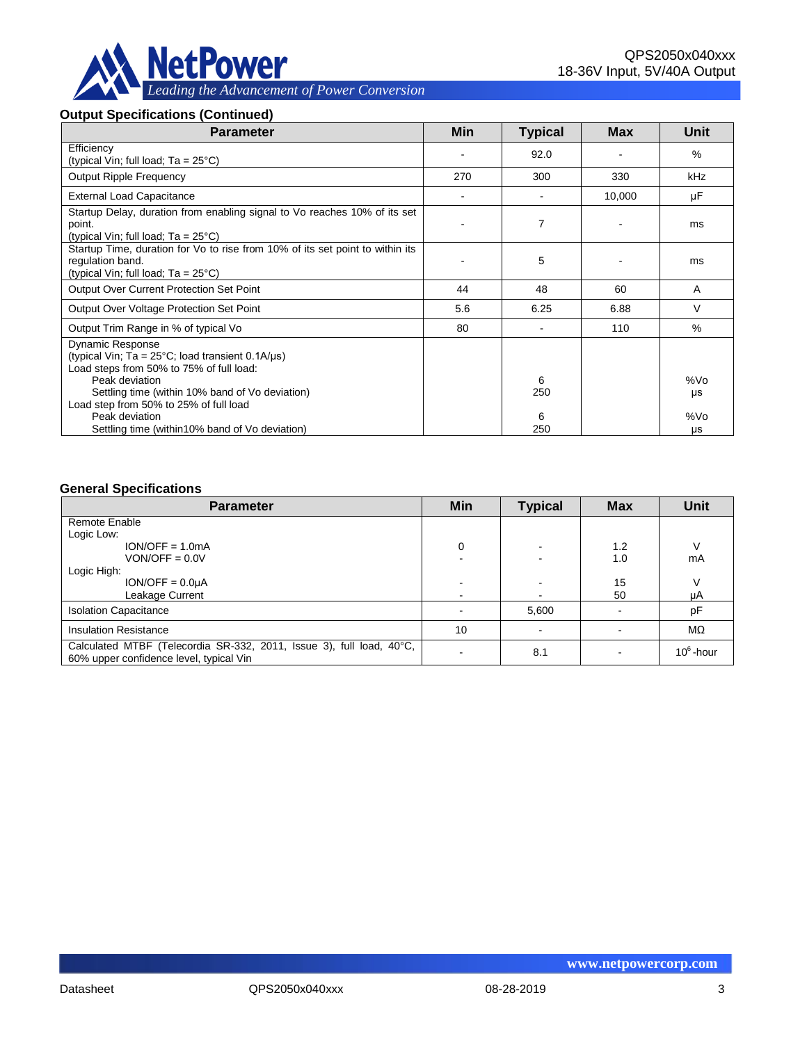### Output Specifications (Continued)

| Parameter | Min | Typical | Max | Unit |
|---|---|---|---|---|
| Efficiency<br>(typical Vin; full load; Ta = 25°C) | - | 92.0 | - | % |
| Output Ripple Frequency | 270 | 300 | 330 | kHz |
| External Load Capacitance | - | - | 10,000 | µF |
| Startup Delay, duration from enabling signal to Vo reaches 10% of its set point.<br>(typical Vin; full load; Ta = 25°C) | - | 7 | - | ms |
| Startup Time, duration for Vo to rise from 10% of its set point to within its regulation band.<br>(typical Vin; full load; Ta = 25°C) | - | 5 | - | ms |
| Output Over Current Protection Set Point | 44 | 48 | 60 | A |
| Output Over Voltage Protection Set Point | 5.6 | 6.25 | 6.88 | V |
| Output Trim Range in % of typical Vo | 80 | - | 110 | % |
| Dynamic Response<br>(typical Vin; Ta = 25°C; load transient 0.1A/µs)<br>Load steps from 50% to 75% of full load:<br>Peak deviation<br>Settling time (within 10% band of Vo deviation)<br>Load step from 50% to 25% of full load<br>Peak deviation<br>Settling time (within10% band of Vo deviation) | | <br><br><br>6<br>250<br><br>6<br>250 | | <br><br><br>%Vo<br>µs<br><br>%Vo<br>µs |

### General Specifications

| Parameter | Min | Typical | Max | Unit |
|---|---|---|---|---|
| Remote Enable<br>Logic Low:<br>ION/OFF = 1.0mA<br>VON/OFF = 0.0V<br>Logic High:<br>ION/OFF = 0.0µA<br>Leakage Current | <br><br>0<br>-<br><br>-<br>- | <br><br>-<br>-<br><br>-<br>- | <br><br>1.2<br>1.0<br><br>15<br>50 | <br><br>V<br>mA<br><br>V<br>µA |
| Isolation Capacitance | - | 5,600 | - | pF |
| Insulation Resistance | 10 | - | - | MΩ |
| Calculated MTBF (Telecordia SR-332, 2011, Issue 3), full load, 40°C, 60% upper confidence level, typical Vin | - | 8.1 | - | $10^6$-hour |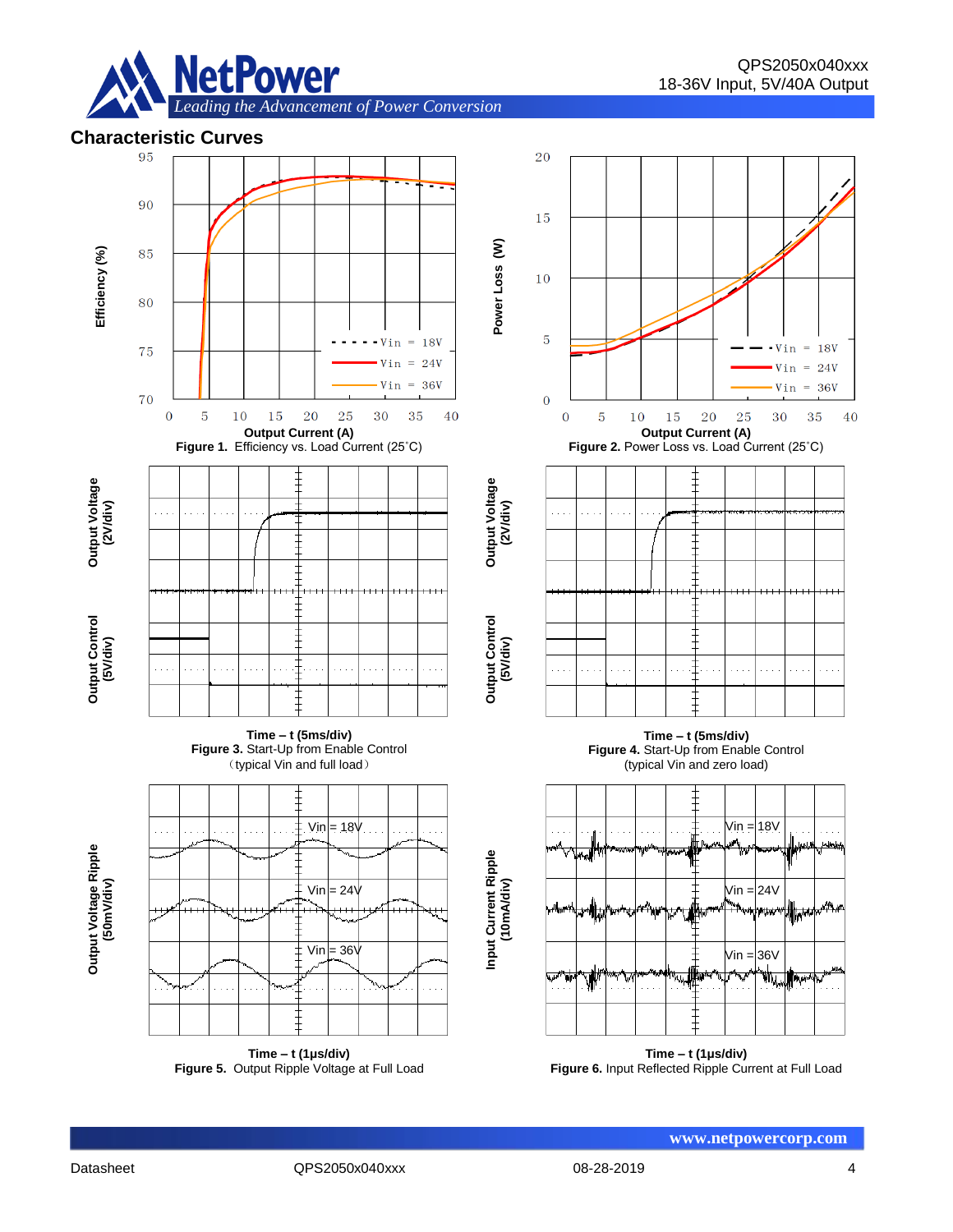## Characteristic Curves

Figure 1. Efficiency vs. Load Current (25˚C)

Figure 2. Power Loss vs. Load Current (25˚C)

Time – t (5ms/div)
Figure 3. Start-Up from Enable Control
（typical Vin and full load）

Time – t (5ms/div)
Figure 4. Start-Up from Enable Control
(typical Vin and zero load)

Time – t (1µs/div)
Figure 5. Output Ripple Voltage at Full Load

Time – t (1µs/div)
Figure 6. Input Reflected Ripple Current at Full Load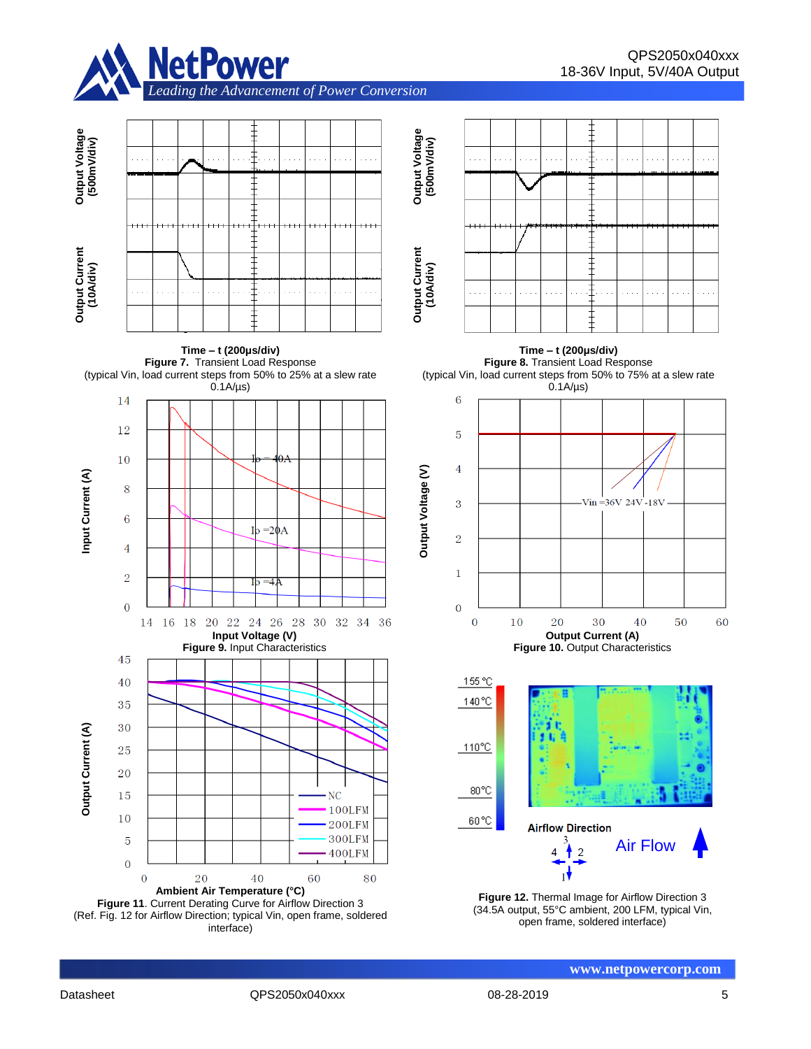Output Voltage (500mV/div)

Output Current (10A/div)

Time – t (200μs/div)

**Figure 7.** Transient Load Response
(typical Vin, load current steps from 50% to 25% at a slew rate 0.1A/μs)

Output Voltage (500mV/div)

Output Current (10A/div)

Time – t (200μs/div)

**Figure 8.** Transient Load Response
(typical Vin, load current steps from 50% to 75% at a slew rate 0.1A/μs)

Input Current (A)

Io = 40A

Io = 20A

Io = 4A

Input Voltage (V)

**Figure 9.** Input Characteristics

Output Voltage (V)

Vin = 36V 24V 18V

Output Current (A)

**Figure 10.** Output Characteristics

Output Current (A)

NC
100LFM
200LFM
300LFM
400LFM

Ambient Air Temperature (°C)

**Figure 11**. Current Derating Curve for Airflow Direction 3
(Ref. Fig. 12 for Airflow Direction; typical Vin, open frame, soldered interface)

155°C
140°C
110°C
80°C
60°C

Airflow Direction

Air Flow

**Figure 12.** Thermal Image for Airflow Direction 3
(34.5A output, 55°C ambient, 200 LFM, typical Vin, open frame, soldered interface)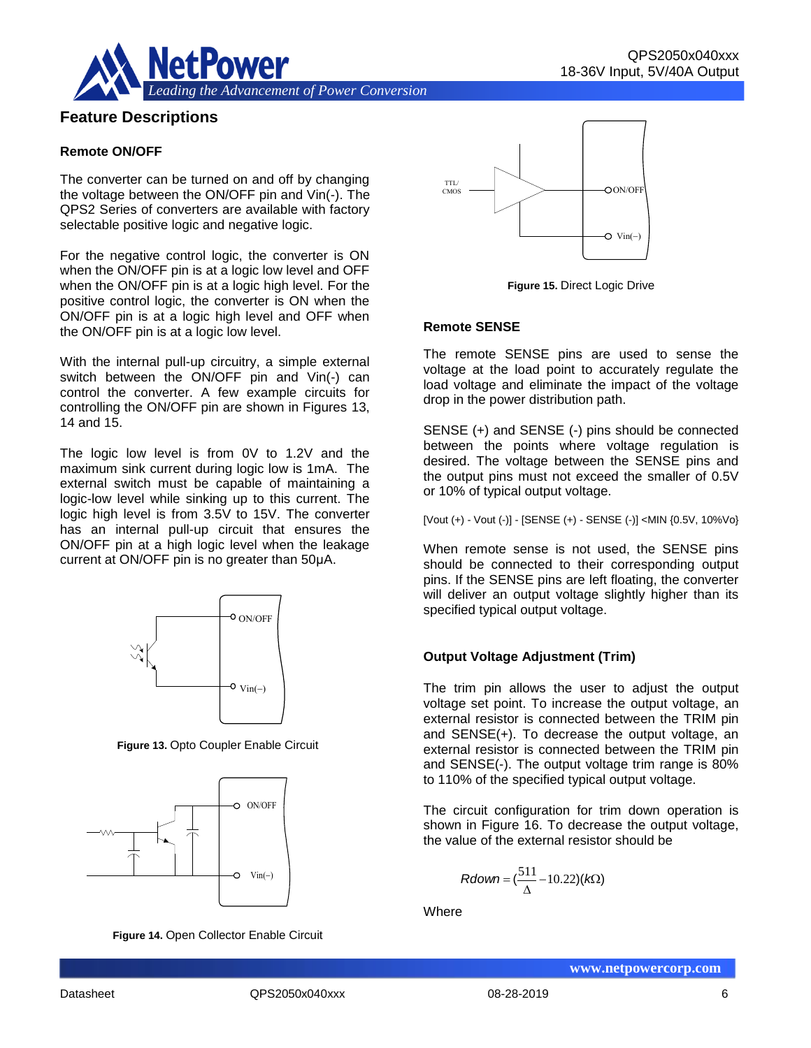## Feature Descriptions

### Remote ON/OFF

The converter can be turned on and off by changing the voltage between the ON/OFF pin and Vin(-). The QPS2 Series of converters are available with factory selectable positive logic and negative logic.

For the negative control logic, the converter is ON when the ON/OFF pin is at a logic low level and OFF when the ON/OFF pin is at a logic high level. For the positive control logic, the converter is ON when the ON/OFF pin is at a logic high level and OFF when the ON/OFF pin is at a logic low level.

With the internal pull-up circuitry, a simple external switch between the ON/OFF pin and Vin(-) can control the converter. A few example circuits for controlling the ON/OFF pin are shown in Figures 13, 14 and 15.

The logic low level is from 0V to 1.2V and the maximum sink current during logic low is 1mA. The external switch must be capable of maintaining a logic-low level while sinking up to this current. The logic high level is from 3.5V to 15V. The converter has an internal pull-up circuit that ensures the ON/OFF pin at a high logic level when the leakage current at ON/OFF pin is no greater than 50μA.

**Figure 13.** Opto Coupler Enable Circuit

**Figure 14.** Open Collector Enable Circuit

**Figure 15.** Direct Logic Drive

### Remote SENSE

The remote SENSE pins are used to sense the voltage at the load point to accurately regulate the load voltage and eliminate the impact of the voltage drop in the power distribution path.

SENSE (+) and SENSE (-) pins should be connected between the points where voltage regulation is desired. The voltage between the SENSE pins and the output pins must not exceed the smaller of 0.5V or 10% of typical output voltage.

[Vout (+) - Vout (-)] - [SENSE (+) - SENSE (-)] <MIN {0.5V, 10%Vo}

When remote sense is not used, the SENSE pins should be connected to their corresponding output pins. If the SENSE pins are left floating, the converter will deliver an output voltage slightly higher than its specified typical output voltage.

### Output Voltage Adjustment (Trim)

The trim pin allows the user to adjust the output voltage set point. To increase the output voltage, an external resistor is connected between the TRIM pin and SENSE(+). To decrease the output voltage, an external resistor is connected between the TRIM pin and SENSE(-). The output voltage trim range is 80% to 110% of the specified typical output voltage.

The circuit configuration for trim down operation is shown in Figure 16. To decrease the output voltage, the value of the external resistor should be

$$Rdown = \left(\frac{511}{\Delta} - 10.22\right)(k\Omega)$$

Where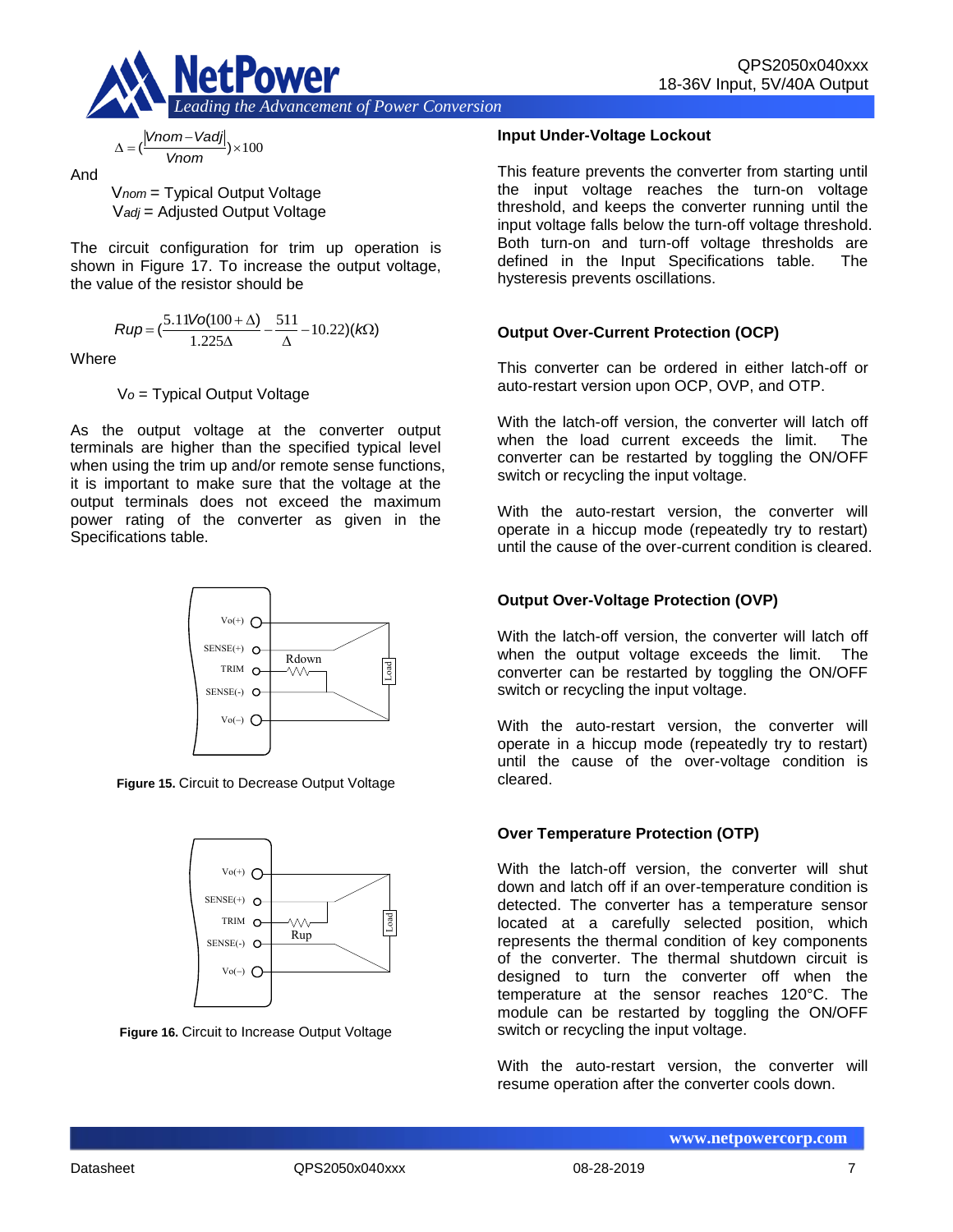$$\Delta = \left(\frac{|Vnom - Vadj|}{Vnom}\right) \times 100$$

And

$V_{nom}$ = Typical Output Voltage
$V_{adj}$ = Adjusted Output Voltage

The circuit configuration for trim up operation is shown in Figure 17. To increase the output voltage, the value of the resistor should be

$$Rup = \left(\frac{5.11Vo(100+\Delta)}{1.225\Delta} - \frac{511}{\Delta} - 10.22\right)(k\Omega)$$

Where

$V_o$ = Typical Output Voltage

As the output voltage at the converter output terminals are higher than the specified typical level when using the trim up and/or remote sense functions, it is important to make sure that the voltage at the output terminals does not exceed the maximum power rating of the converter as given in the Specifications table.

**Figure 15.** Circuit to Decrease Output Voltage

**Figure 16.** Circuit to Increase Output Voltage

### Input Under-Voltage Lockout

This feature prevents the converter from starting until the input voltage reaches the turn-on voltage threshold, and keeps the converter running until the input voltage falls below the turn-off voltage threshold. Both turn-on and turn-off voltage thresholds are defined in the Input Specifications table. The hysteresis prevents oscillations.

### Output Over-Current Protection (OCP)

This converter can be ordered in either latch-off or auto-restart version upon OCP, OVP, and OTP.

With the latch-off version, the converter will latch off when the load current exceeds the limit. The converter can be restarted by toggling the ON/OFF switch or recycling the input voltage.

With the auto-restart version, the converter will operate in a hiccup mode (repeatedly try to restart) until the cause of the over-current condition is cleared.

### Output Over-Voltage Protection (OVP)

With the latch-off version, the converter will latch off when the output voltage exceeds the limit. The converter can be restarted by toggling the ON/OFF switch or recycling the input voltage.

With the auto-restart version, the converter will operate in a hiccup mode (repeatedly try to restart) until the cause of the over-voltage condition is cleared.

### Over Temperature Protection (OTP)

With the latch-off version, the converter will shut down and latch off if an over-temperature condition is detected. The converter has a temperature sensor located at a carefully selected position, which represents the thermal condition of key components of the converter. The thermal shutdown circuit is designed to turn the converter off when the temperature at the sensor reaches 120°C. The module can be restarted by toggling the ON/OFF switch or recycling the input voltage.

With the auto-restart version, the converter will resume operation after the converter cools down.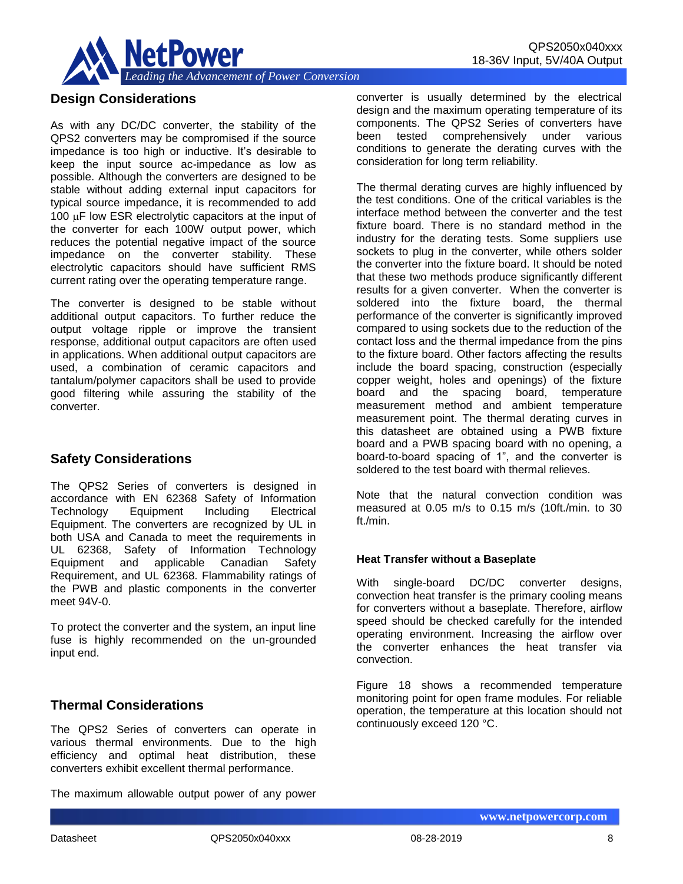## Design Considerations

As with any DC/DC converter, the stability of the QPS2 converters may be compromised if the source impedance is too high or inductive. It's desirable to keep the input source ac-impedance as low as possible. Although the converters are designed to be stable without adding external input capacitors for typical source impedance, it is recommended to add 100 μF low ESR electrolytic capacitors at the input of the converter for each 100W output power, which reduces the potential negative impact of the source impedance on the converter stability. These electrolytic capacitors should have sufficient RMS current rating over the operating temperature range.

The converter is designed to be stable without additional output capacitors. To further reduce the output voltage ripple or improve the transient response, additional output capacitors are often used in applications. When additional output capacitors are used, a combination of ceramic capacitors and tantalum/polymer capacitors shall be used to provide good filtering while assuring the stability of the converter.

## Safety Considerations

The QPS2 Series of converters is designed in accordance with EN 62368 Safety of Information Technology Equipment Including Electrical Equipment. The converters are recognized by UL in both USA and Canada to meet the requirements in UL 62368, Safety of Information Technology Equipment and applicable Canadian Safety Requirement, and UL 62368. Flammability ratings of the PWB and plastic components in the converter meet 94V-0.

To protect the converter and the system, an input line fuse is highly recommended on the un-grounded input end.

## Thermal Considerations

The QPS2 Series of converters can operate in various thermal environments. Due to the high efficiency and optimal heat distribution, these converters exhibit excellent thermal performance.

The maximum allowable output power of any power converter is usually determined by the electrical design and the maximum operating temperature of its components. The QPS2 Series of converters have been tested comprehensively under various conditions to generate the derating curves with the consideration for long term reliability.

The thermal derating curves are highly influenced by the test conditions. One of the critical variables is the interface method between the converter and the test fixture board. There is no standard method in the industry for the derating tests. Some suppliers use sockets to plug in the converter, while others solder the converter into the fixture board. It should be noted that these two methods produce significantly different results for a given converter. When the converter is soldered into the fixture board, the thermal performance of the converter is significantly improved compared to using sockets due to the reduction of the contact loss and the thermal impedance from the pins to the fixture board. Other factors affecting the results include the board spacing, construction (especially copper weight, holes and openings) of the fixture board and the spacing board, temperature measurement method and ambient temperature measurement point. The thermal derating curves in this datasheet are obtained using a PWB fixture board and a PWB spacing board with no opening, a board-to-board spacing of 1", and the converter is soldered to the test board with thermal relieves.

Note that the natural convection condition was measured at 0.05 m/s to 0.15 m/s (10ft./min. to 30 ft./min.

### Heat Transfer without a Baseplate

With single-board DC/DC converter designs, convection heat transfer is the primary cooling means for converters without a baseplate. Therefore, airflow speed should be checked carefully for the intended operating environment. Increasing the airflow over the converter enhances the heat transfer via convection.

Figure 18 shows a recommended temperature monitoring point for open frame modules. For reliable operation, the temperature at this location should not continuously exceed 120 °C.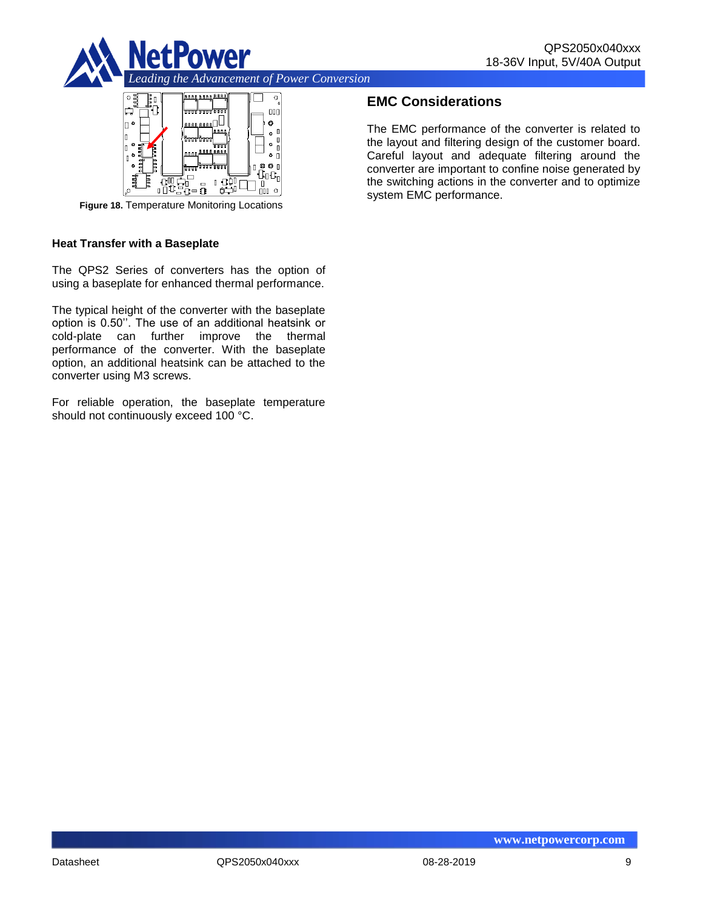Figure 18. Temperature Monitoring Locations

### Heat Transfer with a Baseplate

The QPS2 Series of converters has the option of using a baseplate for enhanced thermal performance.

The typical height of the converter with the baseplate option is 0.50''. The use of an additional heatsink or cold-plate can further improve the thermal performance of the converter. With the baseplate option, an additional heatsink can be attached to the converter using M3 screws.

For reliable operation, the baseplate temperature should not continuously exceed 100 °C.

## EMC Considerations

The EMC performance of the converter is related to the layout and filtering design of the customer board. Careful layout and adequate filtering around the converter are important to confine noise generated by the switching actions in the converter and to optimize system EMC performance.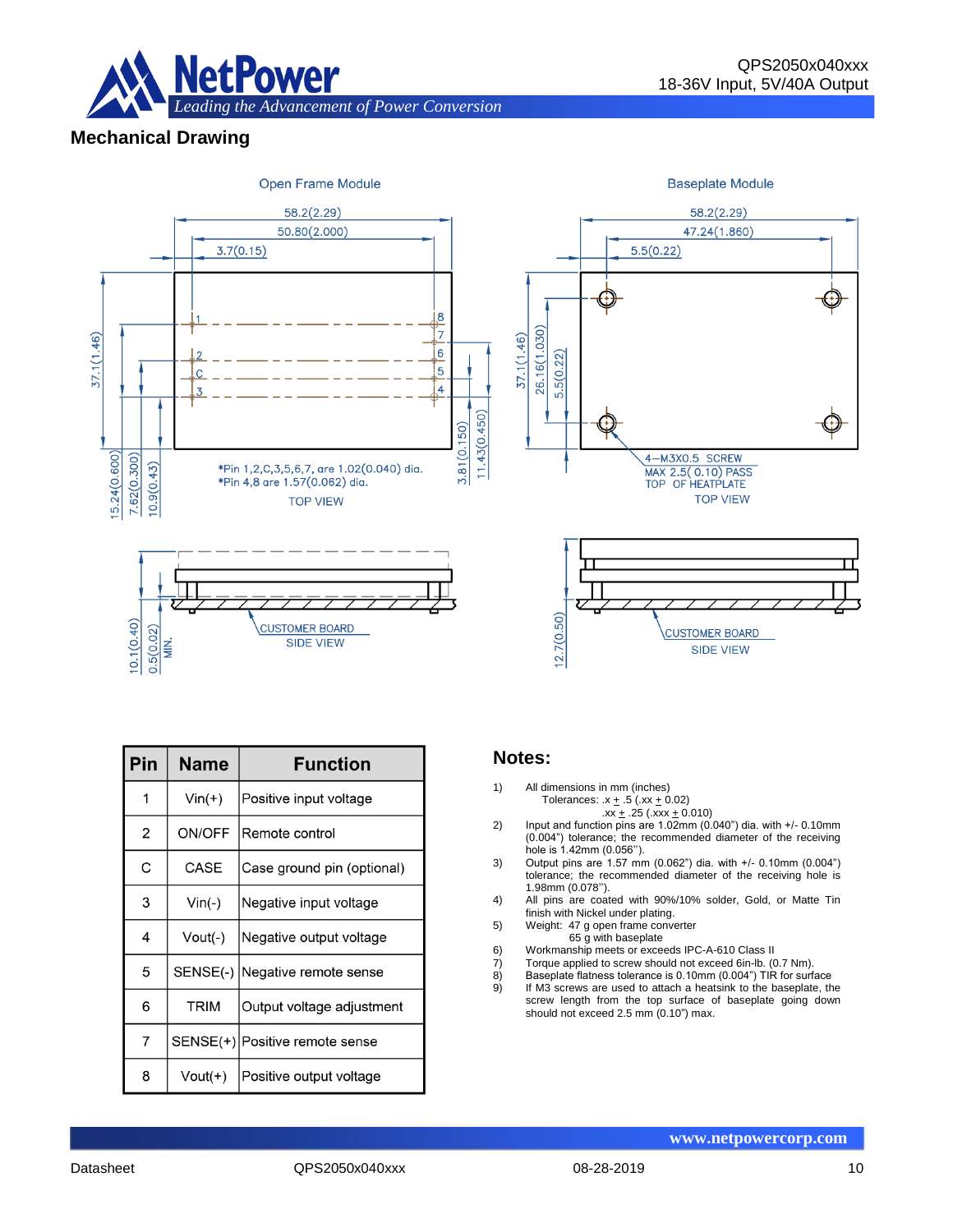## Mechanical Drawing

Open Frame Module

58.2(2.29)
50.80(2.000)
3.7(0.15)
37.1(1.46)
15.24(0.600)
7.62(0.300)
10.9(0.43)
3.81(0.150)
11.43(0.450)

*Pin 1,2,C,3,5,6,7, are 1.02(0.040) dia.
*Pin 4,8 are 1.57(0.062) dia.

TOP VIEW

CUSTOMER BOARD
SIDE VIEW

10.1(0.40)
0.5(0.02) MIN.

Baseplate Module

58.2(2.29)
47.24(1.860)
5.5(0.22)
37.1(1.46)
26.16(1.030)
5.5(0.22)

4—M3X0.5 SCREW
MAX 2.5( 0.10) PASS
TOP OF HEATPLATE

TOP VIEW

CUSTOMER BOARD
SIDE VIEW

12.7(0.50)

| Pin | Name | Function |
|---|---|---|
| 1 | Vin(+) | Positive input voltage |
| 2 | ON/OFF | Remote control |
| C | CASE | Case ground pin (optional) |
| 3 | Vin(-) | Negative input voltage |
| 4 | Vout(-) | Negative output voltage |
| 5 | SENSE(-) | Negative remote sense |
| 6 | TRIM | Output voltage adjustment |
| 7 | SENSE(+) | Positive remote sense |
| 8 | Vout(+) | Positive output voltage |

## Notes:

1) All dimensions in mm (inches)
   Tolerances: .x ± .5 (.xx ± 0.02)
   .xx ± .25 (.xxx ± 0.010)
2) Input and function pins are 1.02mm (0.040") dia. with +/- 0.10mm (0.004") tolerance; the recommended diameter of the receiving hole is 1.42mm (0.056").
3) Output pins are 1.57 mm (0.062") dia. with +/- 0.10mm (0.004") tolerance; the recommended diameter of the receiving hole is 1.98mm (0.078").
4) All pins are coated with 90%/10% solder, Gold, or Matte Tin finish with Nickel under plating.
5) Weight: 47 g open frame converter
   65 g with baseplate
6) Workmanship meets or exceeds IPC-A-610 Class II
7) Torque applied to screw should not exceed 6in-lb. (0.7 Nm).
8) Baseplate flatness tolerance is 0.10mm (0.004") TIR for surface
9) If M3 screws are used to attach a heatsink to the baseplate, the screw length from the top surface of baseplate going down should not exceed 2.5 mm (0.10") max.